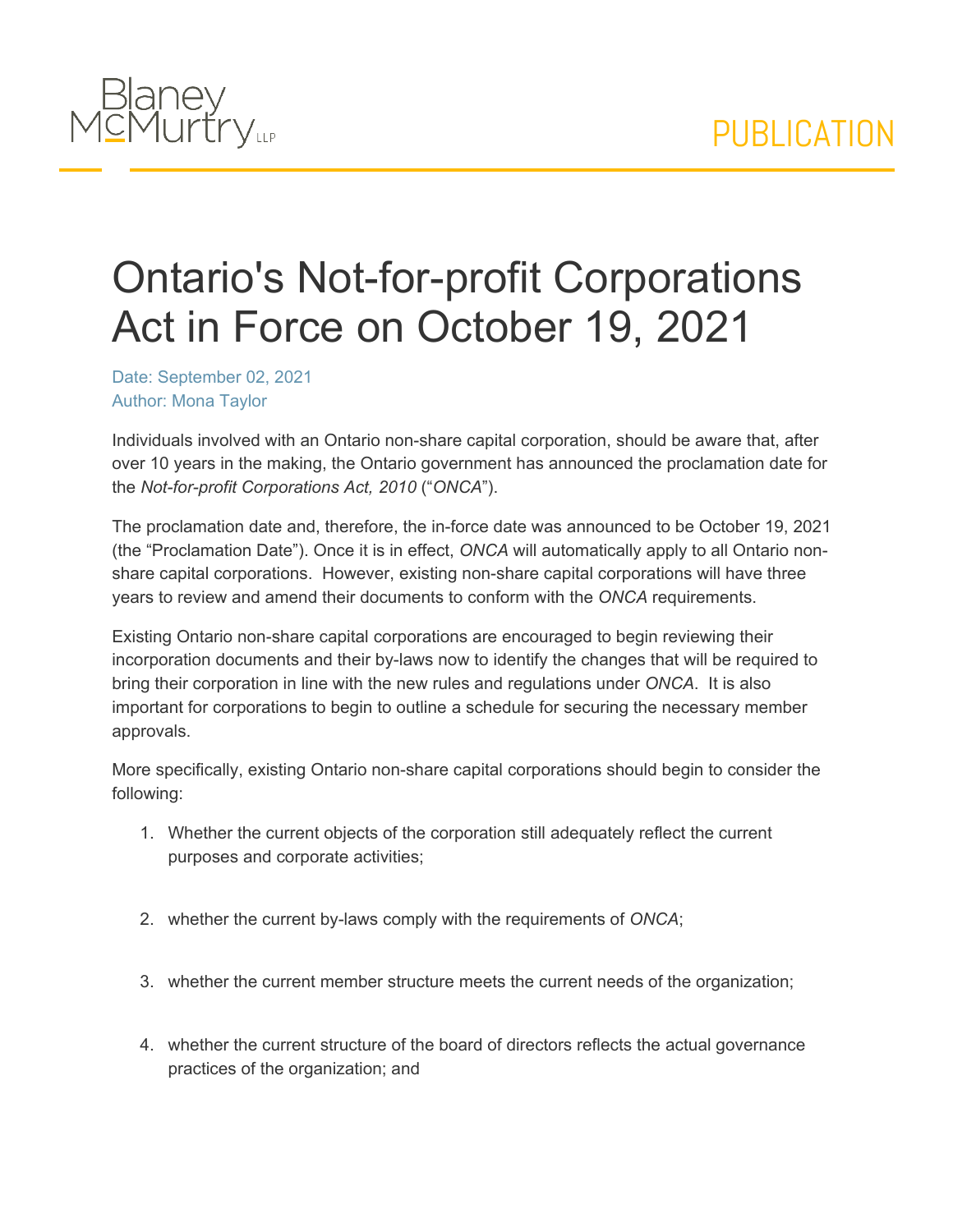Blaney McMurtry LLP

PUBLICATION

# Ontario's Not-for-profit Corporations Act in Force on October 19, 2021

Date: September 02, 2021
Author: Mona Taylor

Individuals involved with an Ontario non-share capital corporation, should be aware that, after over 10 years in the making, the Ontario government has announced the proclamation date for the *Not-for-profit Corporations Act, 2010* (“*ONCA*”).

The proclamation date and, therefore, the in-force date was announced to be October 19, 2021 (the “Proclamation Date”). Once it is in effect, *ONCA* will automatically apply to all Ontario non-share capital corporations. However, existing non-share capital corporations will have three years to review and amend their documents to conform with the *ONCA* requirements.

Existing Ontario non-share capital corporations are encouraged to begin reviewing their incorporation documents and their by-laws now to identify the changes that will be required to bring their corporation in line with the new rules and regulations under *ONCA*. It is also important for corporations to begin to outline a schedule for securing the necessary member approvals.

More specifically, existing Ontario non-share capital corporations should begin to consider the following:

1. Whether the current objects of the corporation still adequately reflect the current purposes and corporate activities;
2. whether the current by-laws comply with the requirements of *ONCA*;
3. whether the current member structure meets the current needs of the organization;
4. whether the current structure of the board of directors reflects the actual governance practices of the organization; and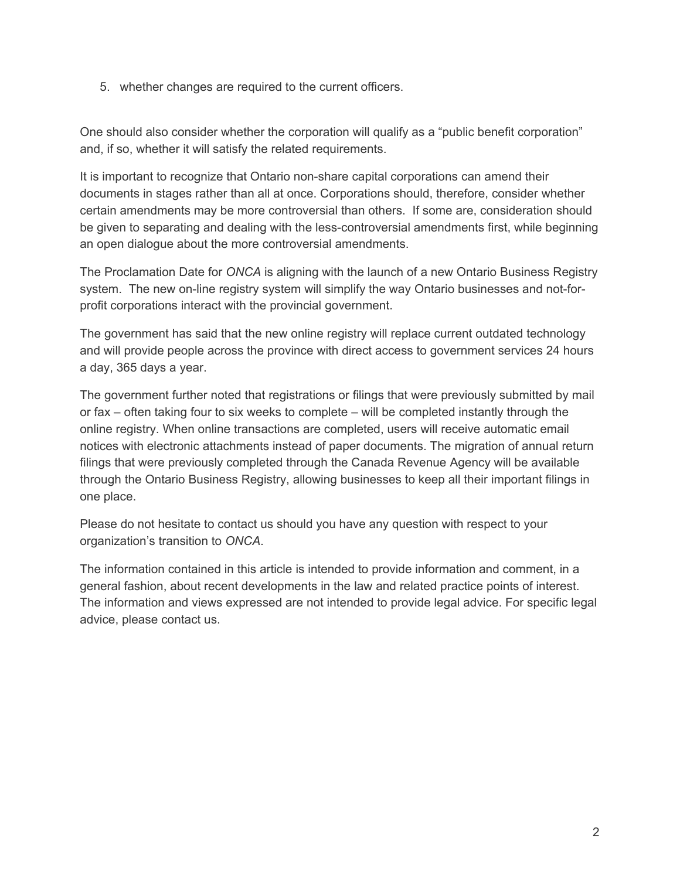5. whether changes are required to the current officers.

One should also consider whether the corporation will qualify as a "public benefit corporation" and, if so, whether it will satisfy the related requirements.

It is important to recognize that Ontario non-share capital corporations can amend their documents in stages rather than all at once. Corporations should, therefore, consider whether certain amendments may be more controversial than others. If some are, consideration should be given to separating and dealing with the less-controversial amendments first, while beginning an open dialogue about the more controversial amendments.

The Proclamation Date for *ONCA* is aligning with the launch of a new Ontario Business Registry system. The new on-line registry system will simplify the way Ontario businesses and not-for-profit corporations interact with the provincial government.

The government has said that the new online registry will replace current outdated technology and will provide people across the province with direct access to government services 24 hours a day, 365 days a year.

The government further noted that registrations or filings that were previously submitted by mail or fax – often taking four to six weeks to complete – will be completed instantly through the online registry. When online transactions are completed, users will receive automatic email notices with electronic attachments instead of paper documents. The migration of annual return filings that were previously completed through the Canada Revenue Agency will be available through the Ontario Business Registry, allowing businesses to keep all their important filings in one place.

Please do not hesitate to contact us should you have any question with respect to your organization's transition to *ONCA*.

The information contained in this article is intended to provide information and comment, in a general fashion, about recent developments in the law and related practice points of interest. The information and views expressed are not intended to provide legal advice. For specific legal advice, please contact us.